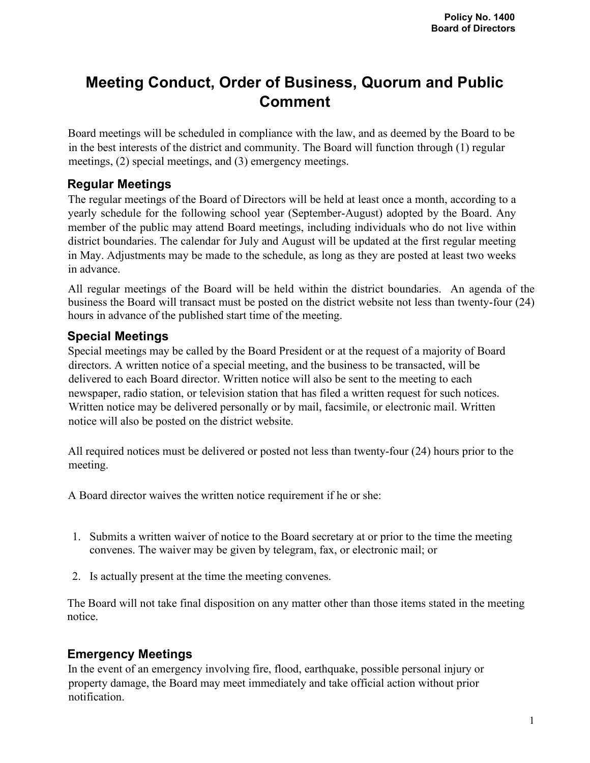Policy No. 1400
Board of Directors

# Meeting Conduct, Order of Business, Quorum and Public Comment

Board meetings will be scheduled in compliance with the law, and as deemed by the Board to be in the best interests of the district and community. The Board will function through (1) regular meetings, (2) special meetings, and (3) emergency meetings.

## Regular Meetings

The regular meetings of the Board of Directors will be held at least once a month, according to a yearly schedule for the following school year (September-August) adopted by the Board. Any member of the public may attend Board meetings, including individuals who do not live within district boundaries. The calendar for July and August will be updated at the first regular meeting in May. Adjustments may be made to the schedule, as long as they are posted at least two weeks in advance.

All regular meetings of the Board will be held within the district boundaries. An agenda of the business the Board will transact must be posted on the district website not less than twenty-four (24) hours in advance of the published start time of the meeting.

## Special Meetings

Special meetings may be called by the Board President or at the request of a majority of Board directors. A written notice of a special meeting, and the business to be transacted, will be delivered to each Board director. Written notice will also be sent to the meeting to each newspaper, radio station, or television station that has filed a written request for such notices. Written notice may be delivered personally or by mail, facsimile, or electronic mail. Written notice will also be posted on the district website.

All required notices must be delivered or posted not less than twenty-four (24) hours prior to the meeting.

A Board director waives the written notice requirement if he or she:

1. Submits a written waiver of notice to the Board secretary at or prior to the time the meeting convenes. The waiver may be given by telegram, fax, or electronic mail; or

2. Is actually present at the time the meeting convenes.

The Board will not take final disposition on any matter other than those items stated in the meeting notice.

## Emergency Meetings

In the event of an emergency involving fire, flood, earthquake, possible personal injury or property damage, the Board may meet immediately and take official action without prior notification.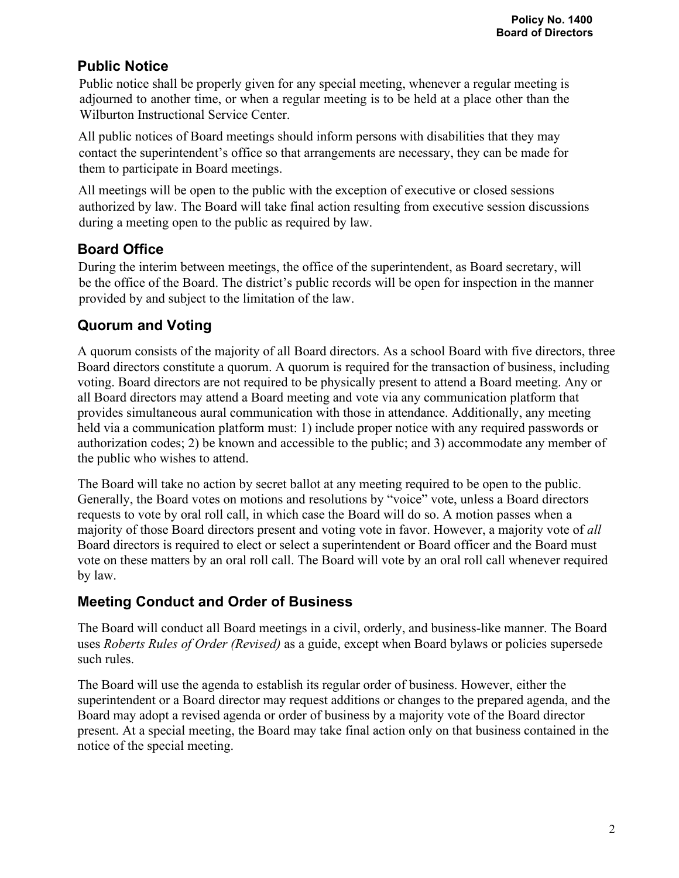## Public Notice

Public notice shall be properly given for any special meeting, whenever a regular meeting is adjourned to another time, or when a regular meeting is to be held at a place other than the Wilburton Instructional Service Center.

All public notices of Board meetings should inform persons with disabilities that they may contact the superintendent's office so that arrangements are necessary, they can be made for them to participate in Board meetings.

All meetings will be open to the public with the exception of executive or closed sessions authorized by law. The Board will take final action resulting from executive session discussions during a meeting open to the public as required by law.

## Board Office

During the interim between meetings, the office of the superintendent, as Board secretary, will be the office of the Board. The district's public records will be open for inspection in the manner provided by and subject to the limitation of the law.

## Quorum and Voting

A quorum consists of the majority of all Board directors. As a school Board with five directors, three Board directors constitute a quorum. A quorum is required for the transaction of business, including voting. Board directors are not required to be physically present to attend a Board meeting. Any or all Board directors may attend a Board meeting and vote via any communication platform that provides simultaneous aural communication with those in attendance. Additionally, any meeting held via a communication platform must: 1) include proper notice with any required passwords or authorization codes; 2) be known and accessible to the public; and 3) accommodate any member of the public who wishes to attend.

The Board will take no action by secret ballot at any meeting required to be open to the public. Generally, the Board votes on motions and resolutions by "voice" vote, unless a Board directors requests to vote by oral roll call, in which case the Board will do so. A motion passes when a majority of those Board directors present and voting vote in favor. However, a majority vote of *all* Board directors is required to elect or select a superintendent or Board officer and the Board must vote on these matters by an oral roll call. The Board will vote by an oral roll call whenever required by law.

## Meeting Conduct and Order of Business

The Board will conduct all Board meetings in a civil, orderly, and business-like manner. The Board uses *Roberts Rules of Order (Revised)* as a guide, except when Board bylaws or policies supersede such rules.

The Board will use the agenda to establish its regular order of business. However, either the superintendent or a Board director may request additions or changes to the prepared agenda, and the Board may adopt a revised agenda or order of business by a majority vote of the Board director present. At a special meeting, the Board may take final action only on that business contained in the notice of the special meeting.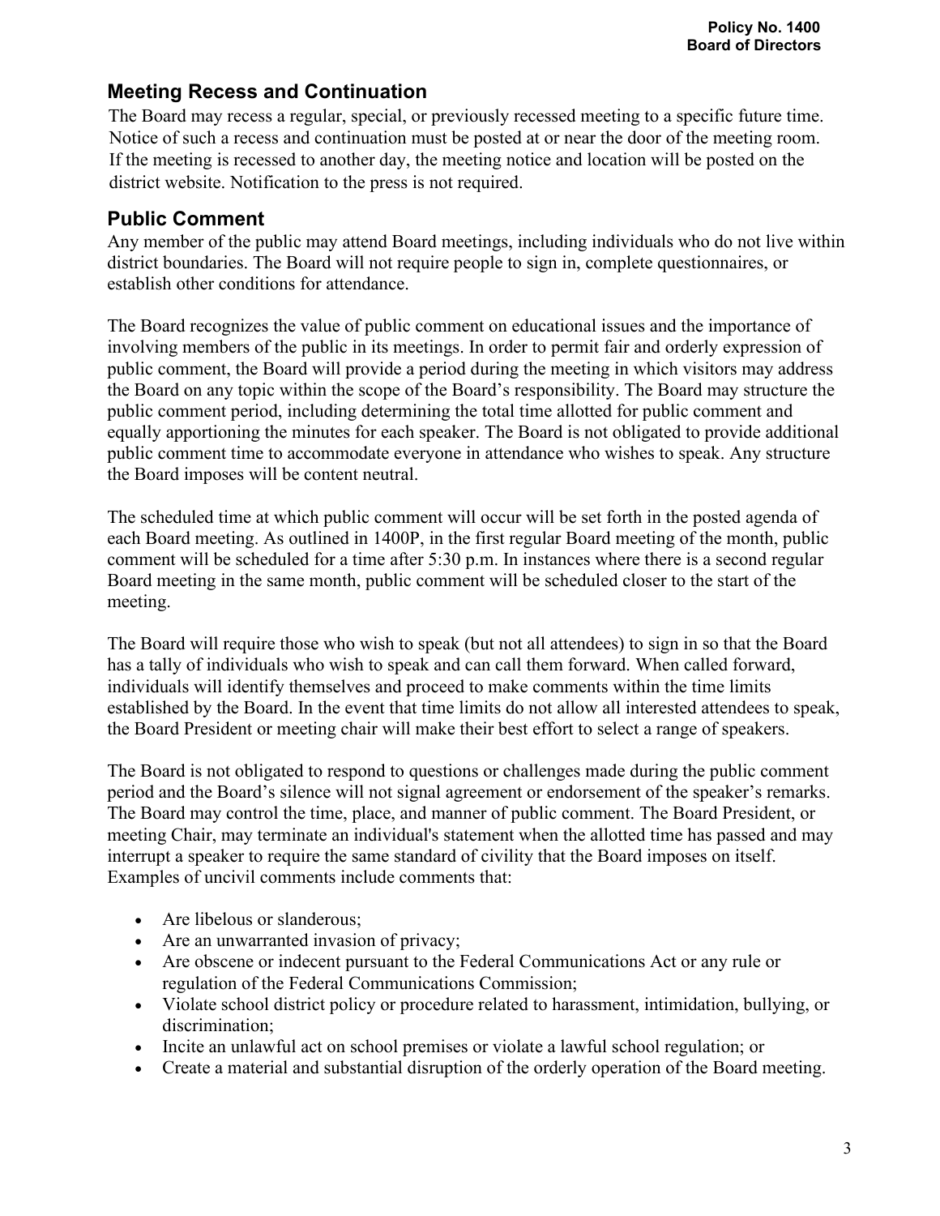## Meeting Recess and Continuation

The Board may recess a regular, special, or previously recessed meeting to a specific future time. Notice of such a recess and continuation must be posted at or near the door of the meeting room. If the meeting is recessed to another day, the meeting notice and location will be posted on the district website. Notification to the press is not required.

## Public Comment

Any member of the public may attend Board meetings, including individuals who do not live within district boundaries. The Board will not require people to sign in, complete questionnaires, or establish other conditions for attendance.

The Board recognizes the value of public comment on educational issues and the importance of involving members of the public in its meetings. In order to permit fair and orderly expression of public comment, the Board will provide a period during the meeting in which visitors may address the Board on any topic within the scope of the Board's responsibility. The Board may structure the public comment period, including determining the total time allotted for public comment and equally apportioning the minutes for each speaker. The Board is not obligated to provide additional public comment time to accommodate everyone in attendance who wishes to speak. Any structure the Board imposes will be content neutral.

The scheduled time at which public comment will occur will be set forth in the posted agenda of each Board meeting. As outlined in 1400P, in the first regular Board meeting of the month, public comment will be scheduled for a time after 5:30 p.m. In instances where there is a second regular Board meeting in the same month, public comment will be scheduled closer to the start of the meeting.

The Board will require those who wish to speak (but not all attendees) to sign in so that the Board has a tally of individuals who wish to speak and can call them forward. When called forward, individuals will identify themselves and proceed to make comments within the time limits established by the Board. In the event that time limits do not allow all interested attendees to speak, the Board President or meeting chair will make their best effort to select a range of speakers.

The Board is not obligated to respond to questions or challenges made during the public comment period and the Board's silence will not signal agreement or endorsement of the speaker's remarks. The Board may control the time, place, and manner of public comment. The Board President, or meeting Chair, may terminate an individual's statement when the allotted time has passed and may interrupt a speaker to require the same standard of civility that the Board imposes on itself. Examples of uncivil comments include comments that:

- Are libelous or slanderous;
- Are an unwarranted invasion of privacy;
- Are obscene or indecent pursuant to the Federal Communications Act or any rule or regulation of the Federal Communications Commission;
- Violate school district policy or procedure related to harassment, intimidation, bullying, or discrimination;
- Incite an unlawful act on school premises or violate a lawful school regulation; or
- Create a material and substantial disruption of the orderly operation of the Board meeting.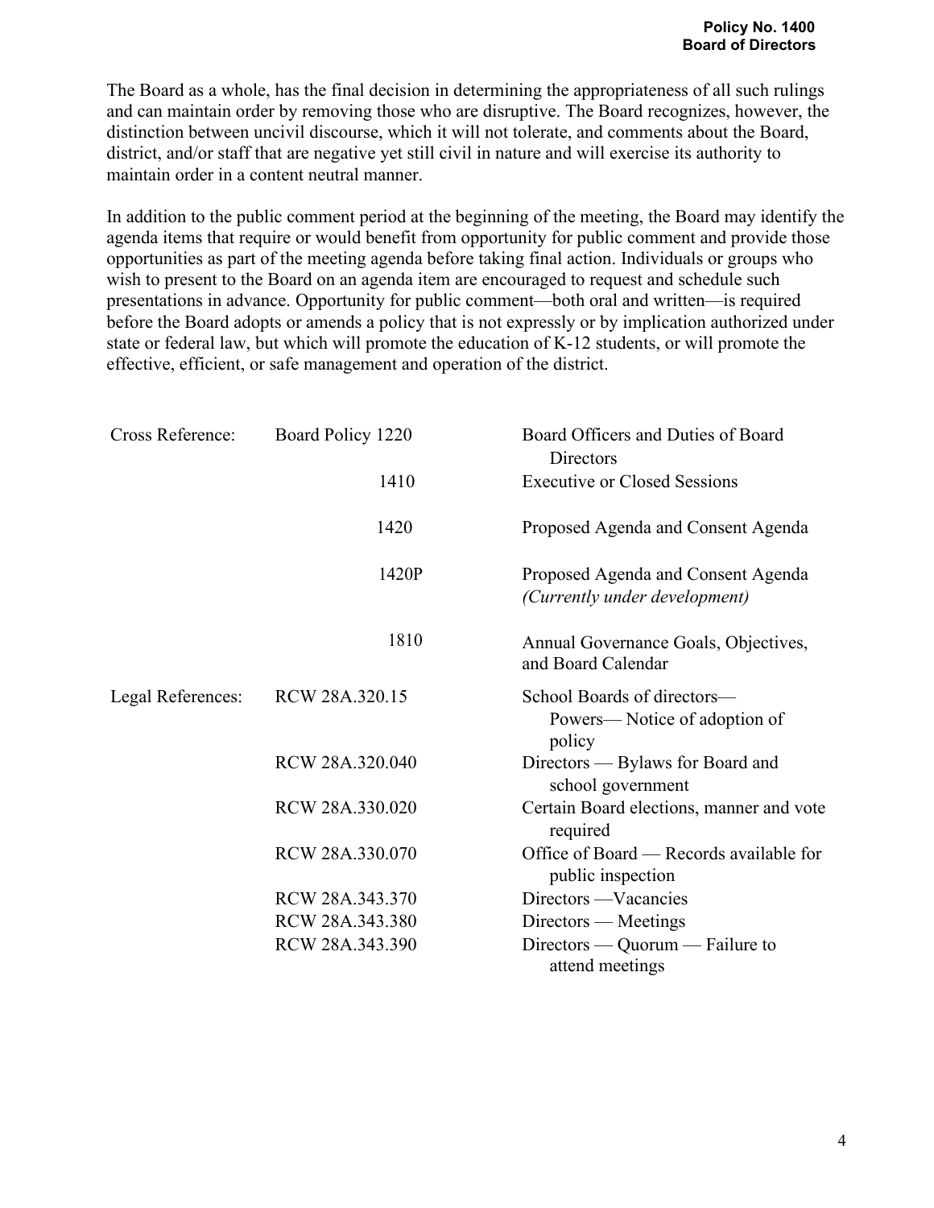The Board as a whole, has the final decision in determining the appropriateness of all such rulings and can maintain order by removing those who are disruptive. The Board recognizes, however, the distinction between uncivil discourse, which it will not tolerate, and comments about the Board, district, and/or staff that are negative yet still civil in nature and will exercise its authority to maintain order in a content neutral manner.

In addition to the public comment period at the beginning of the meeting, the Board may identify the agenda items that require or would benefit from opportunity for public comment and provide those opportunities as part of the meeting agenda before taking final action. Individuals or groups who wish to present to the Board on an agenda item are encouraged to request and schedule such presentations in advance. Opportunity for public comment—both oral and written—is required before the Board adopts or amends a policy that is not expressly or by implication authorized under state or federal law, but which will promote the education of K-12 students, or will promote the effective, efficient, or safe management and operation of the district.

| | | |
|---|---|---|
| Cross Reference: | Board Policy 1220 | Board Officers and Duties of Board Directors |
| | 1410 | Executive or Closed Sessions |
| | 1420 | Proposed Agenda and Consent Agenda |
| | 1420P | Proposed Agenda and Consent Agenda *(Currently under development)* |
| | 1810 | Annual Governance Goals, Objectives, and Board Calendar |
| Legal References: | RCW 28A.320.15 | School Boards of directors— Powers— Notice of adoption of policy |
| | RCW 28A.320.040 | Directors — Bylaws for Board and school government |
| | RCW 28A.330.020 | Certain Board elections, manner and vote required |
| | RCW 28A.330.070 | Office of Board — Records available for public inspection |
| | RCW 28A.343.370 | Directors —Vacancies |
| | RCW 28A.343.380 | Directors — Meetings |
| | RCW 28A.343.390 | Directors — Quorum — Failure to attend meetings |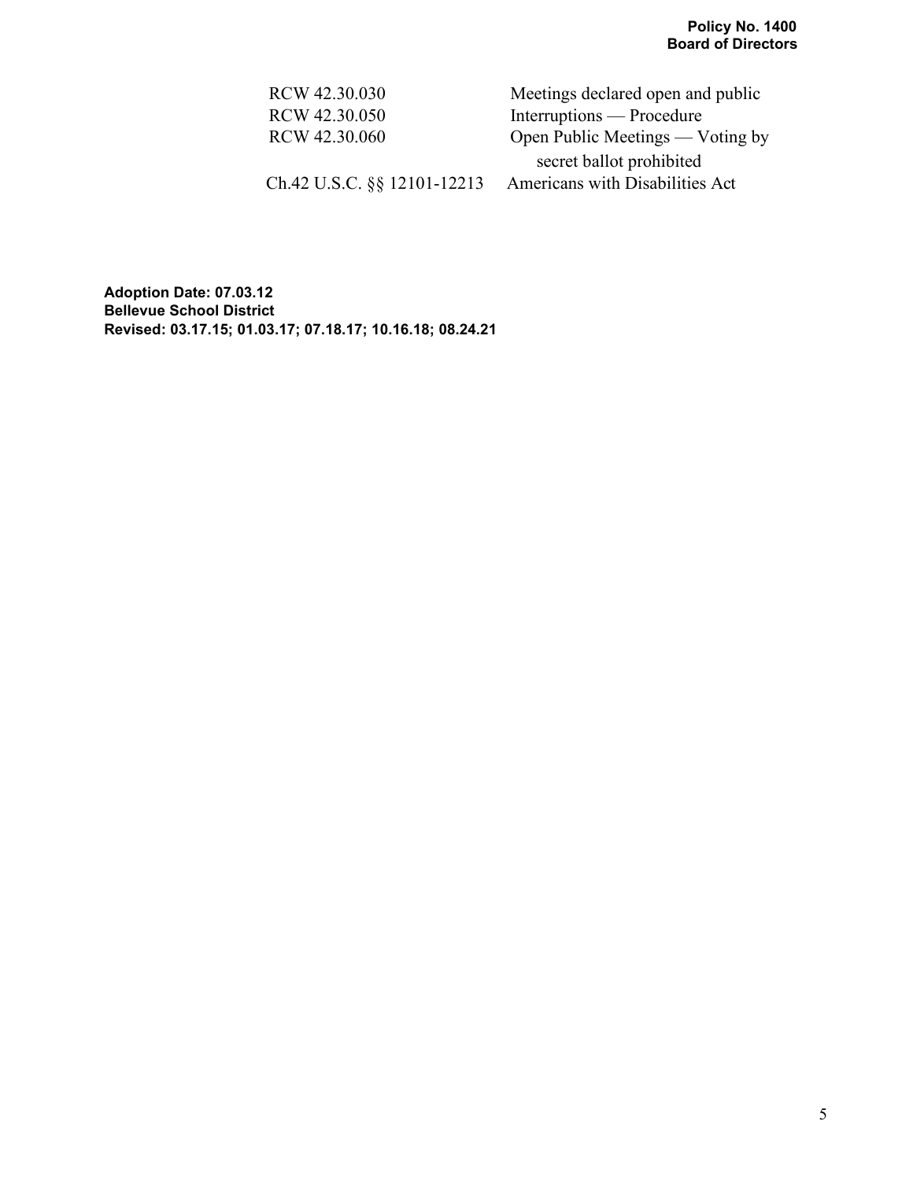| | |
|---|---|
| RCW 42.30.030 | Meetings declared open and public |
| RCW 42.30.050 | Interruptions — Procedure |
| RCW 42.30.060 | Open Public Meetings — Voting by secret ballot prohibited |
| Ch.42 U.S.C. §§ 12101-12213 | Americans with Disabilities Act |

**Adoption Date: 07.03.12**
**Bellevue School District**
**Revised: 03.17.15; 01.03.17; 07.18.17; 10.16.18; 08.24.21**